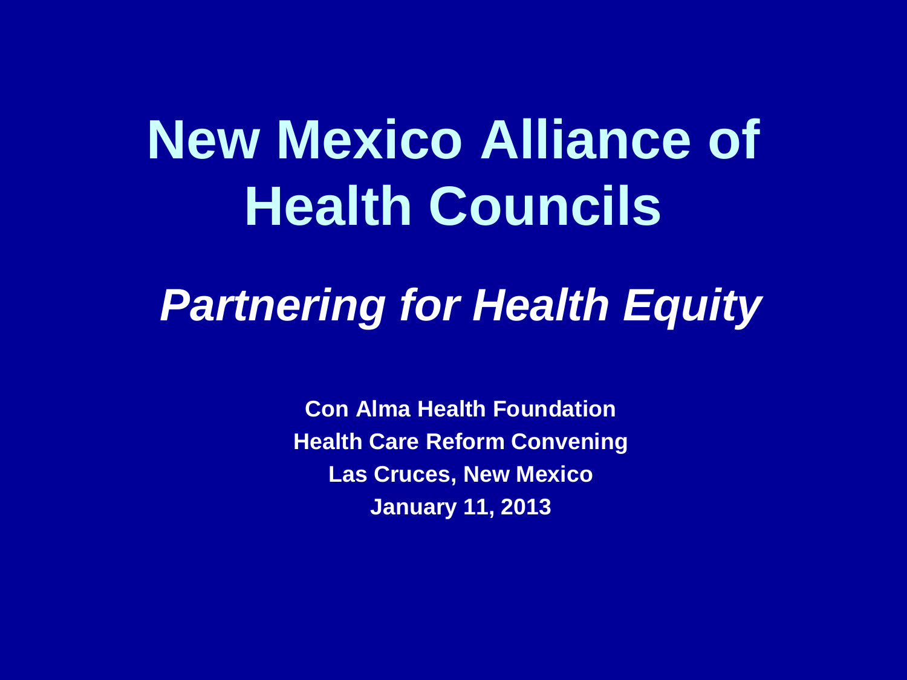# New Mexico Alliance of Health Councils

## *Partnering for Health Equity*

**Con Alma Health Foundation**
**Health Care Reform Convening**
**Las Cruces, New Mexico**
**January 11, 2013**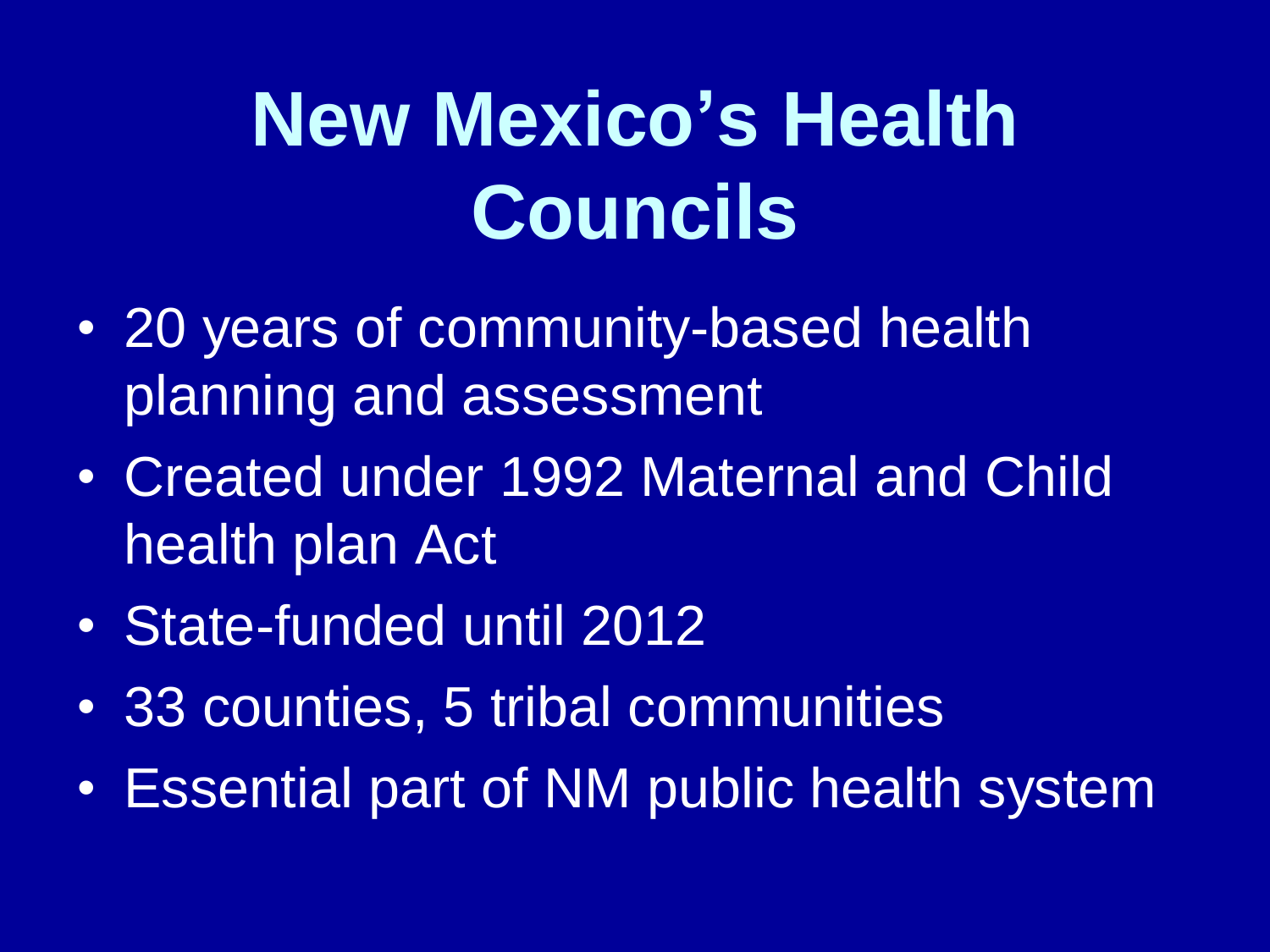# New Mexico's Health Councils

- 20 years of community-based health planning and assessment
- Created under 1992 Maternal and Child health plan Act
- State-funded until 2012
- 33 counties, 5 tribal communities
- Essential part of NM public health system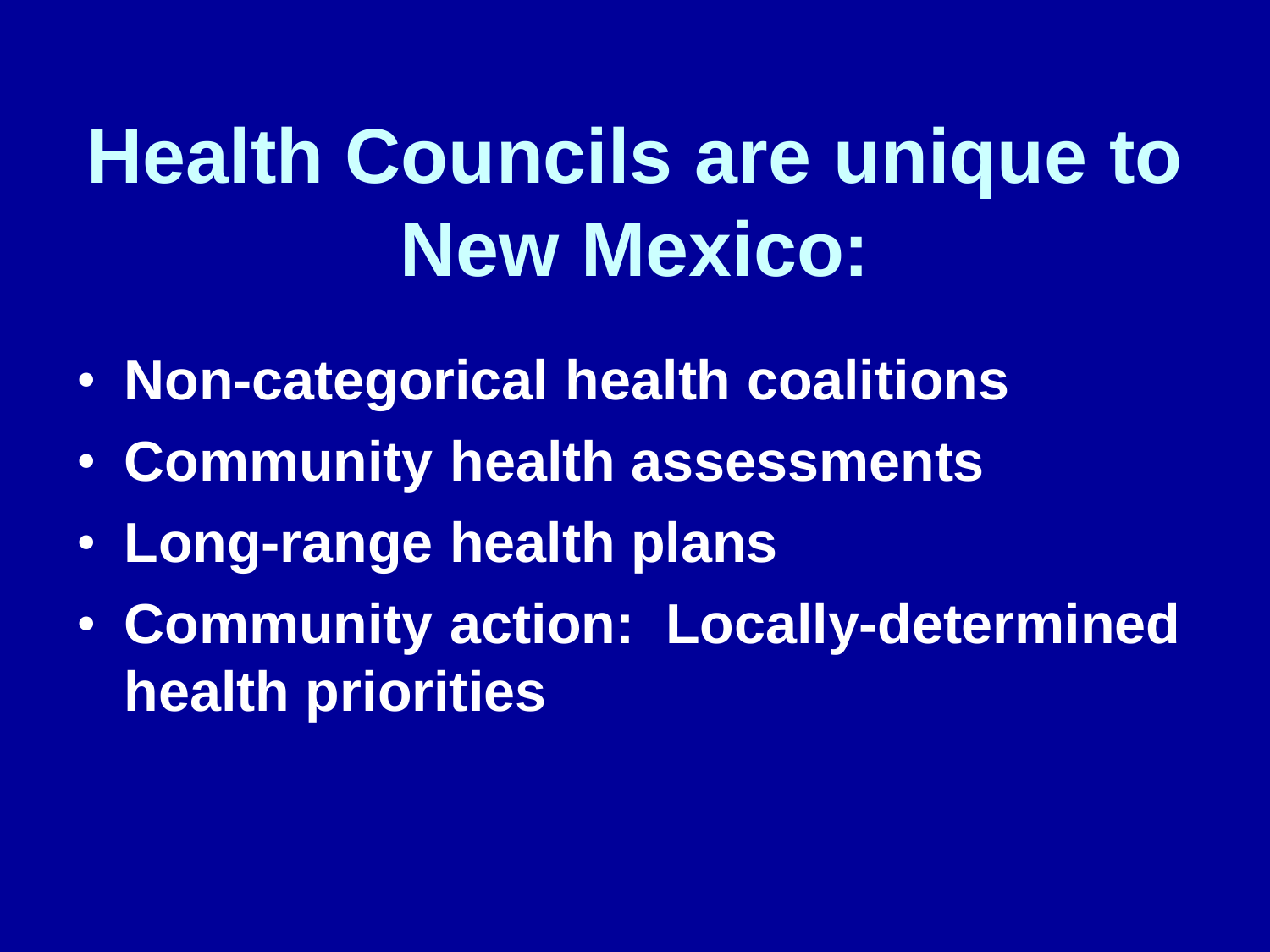# Health Councils are unique to New Mexico:

- **Non-categorical health coalitions**
- **Community health assessments**
- **Long-range health plans**
- **Community action: Locally-determined health priorities**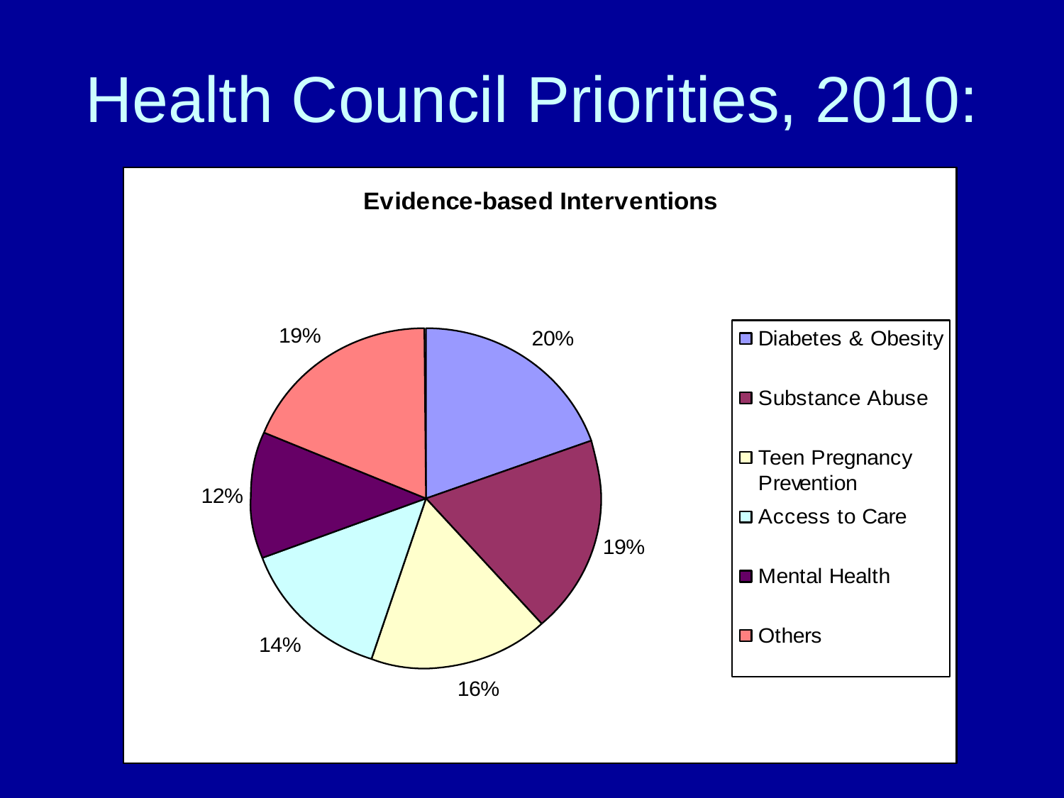# Health Council Priorities, 2010:

**Evidence-based Interventions**

| Category | Percentage |
|---|---|
| Diabetes & Obesity | 20% |
| Substance Abuse | 19% |
| Teen Pregnancy Prevention | 16% |
| Access to Care | 14% |
| Mental Health | 12% |
| Others | 19% |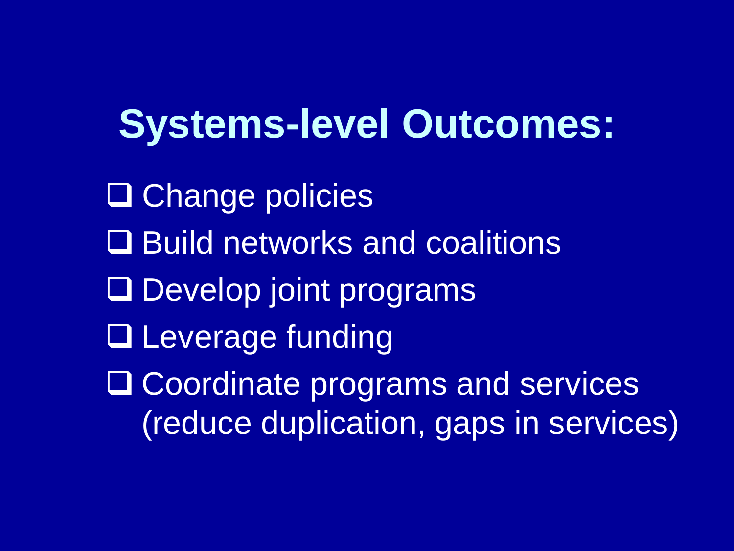# Systems-level Outcomes:

- Change policies
- Build networks and coalitions
- Develop joint programs
- Leverage funding
- Coordinate programs and services (reduce duplication, gaps in services)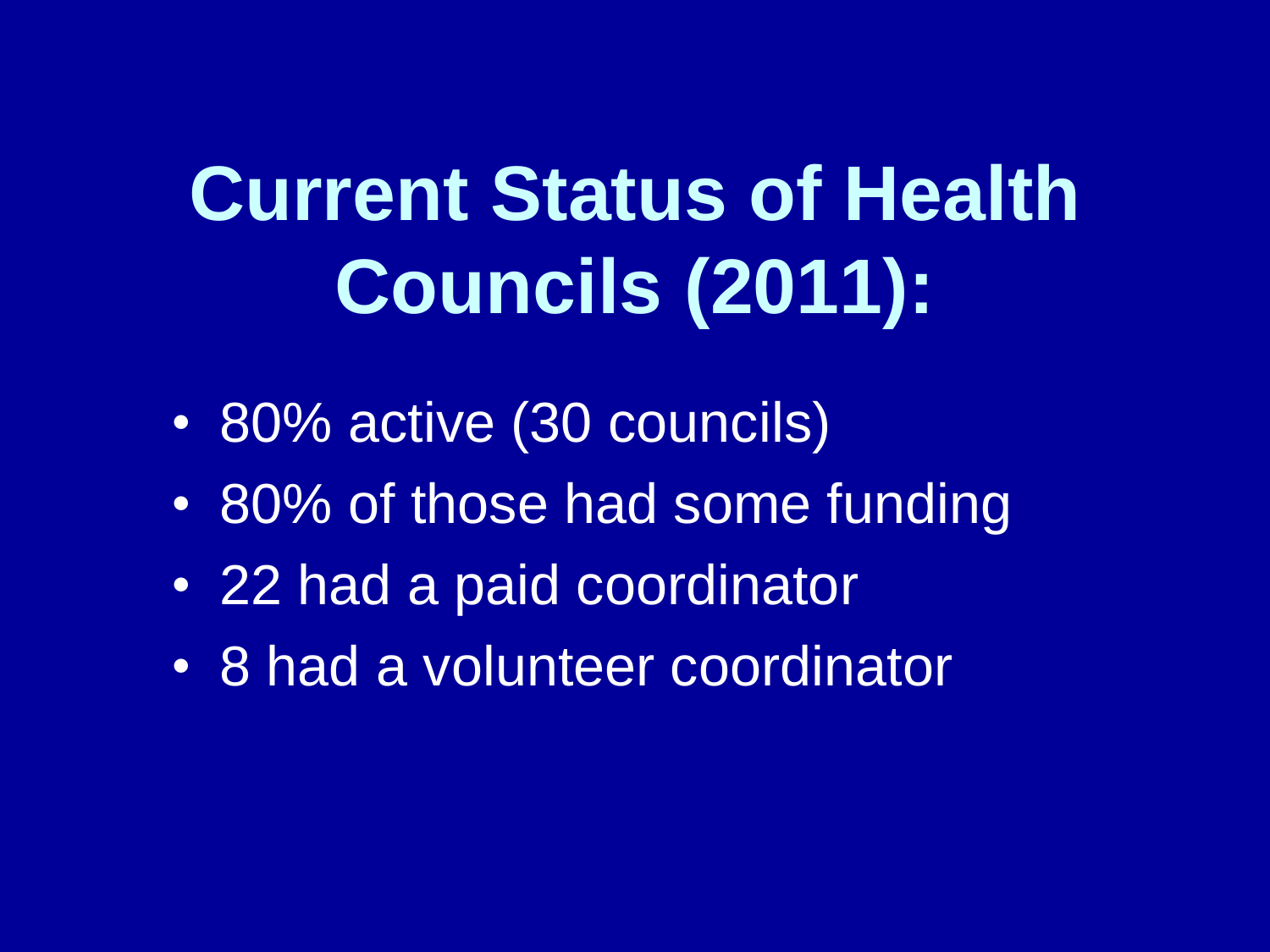# Current Status of Health Councils (2011):

- 80% active (30 councils)
- 80% of those had some funding
- 22 had a paid coordinator
- 8 had a volunteer coordinator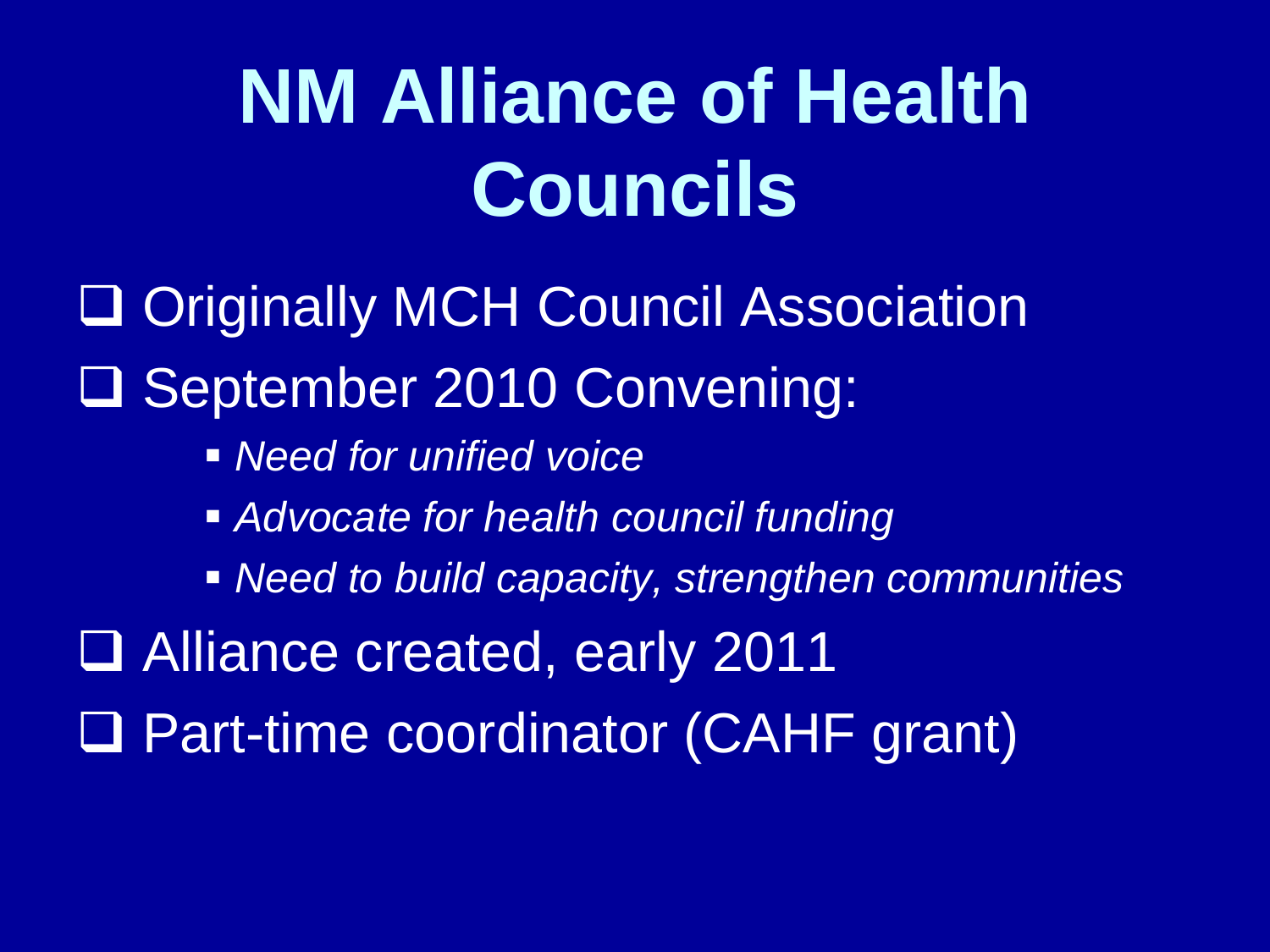# NM Alliance of Health Councils

- Originally MCH Council Association
- September 2010 Convening:
  - *Need for unified voice*
  - *Advocate for health council funding*
  - *Need to build capacity, strengthen communities*
- Alliance created, early 2011
- Part-time coordinator (CAHF grant)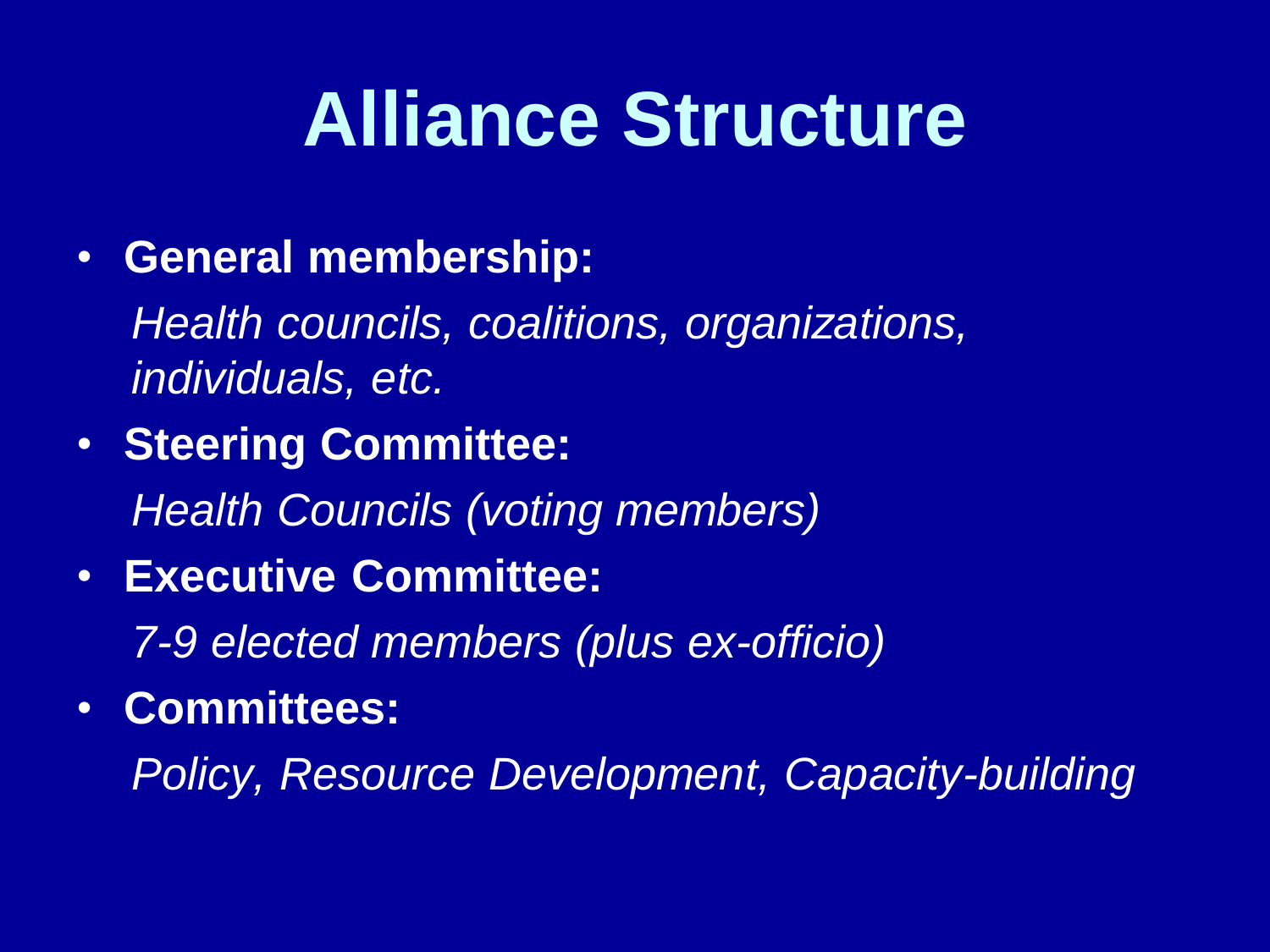# Alliance Structure

- **General membership:**

  *Health councils, coalitions, organizations, individuals, etc.*

- **Steering Committee:**

  *Health Councils (voting members)*

- **Executive Committee:**

  *7-9 elected members (plus ex-officio)*

- **Committees:**

  *Policy, Resource Development, Capacity-building*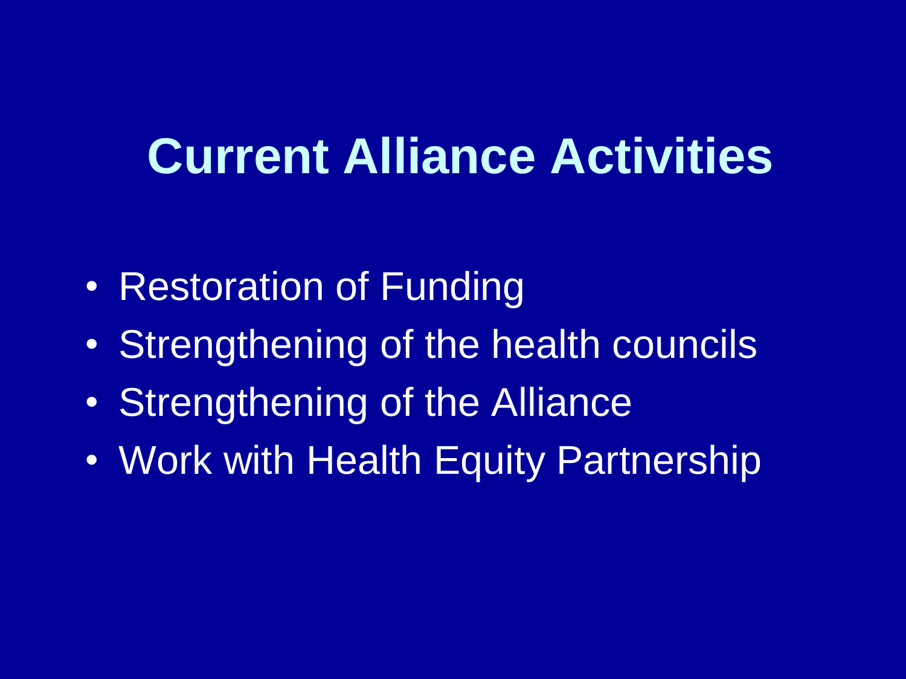# Current Alliance Activities

- Restoration of Funding
- Strengthening of the health councils
- Strengthening of the Alliance
- Work with Health Equity Partnership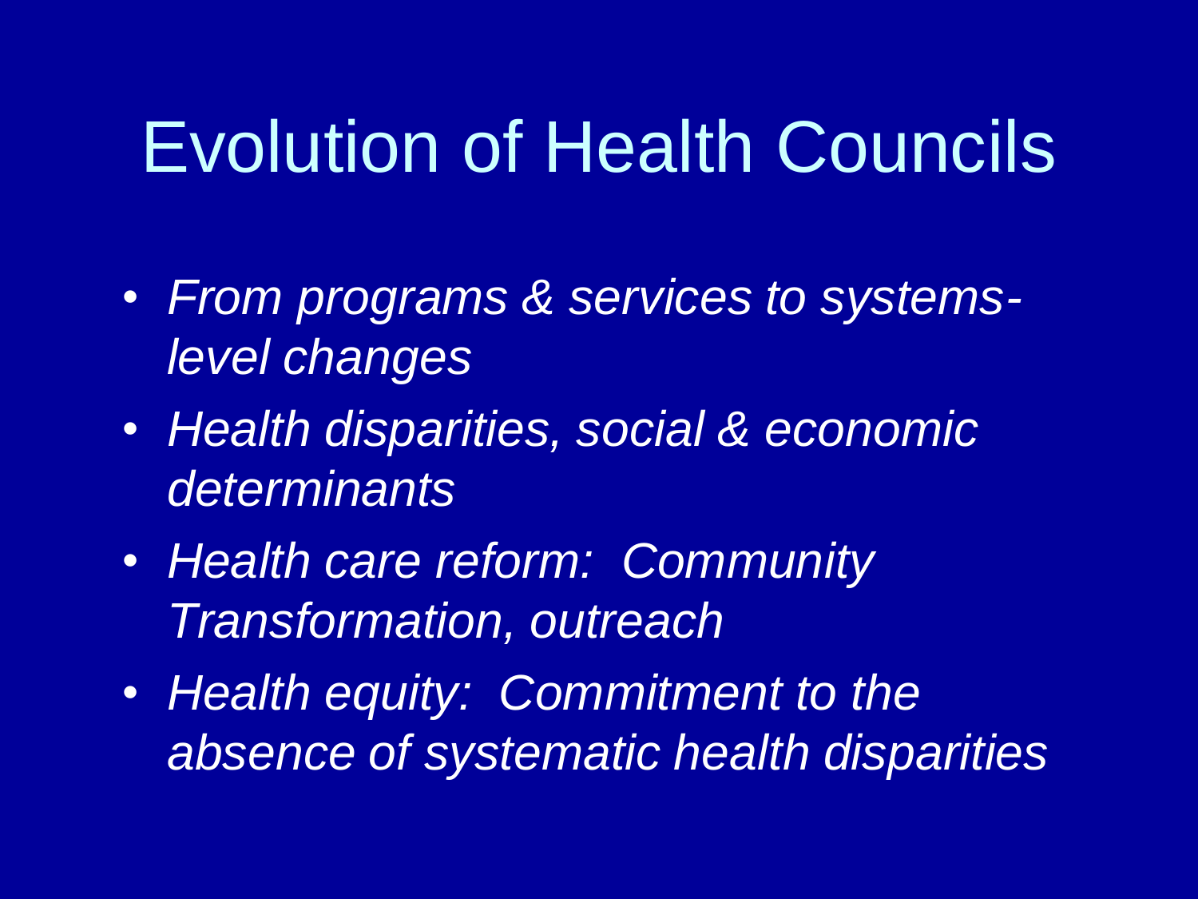# Evolution of Health Councils

- *From programs & services to systems-level changes*
- *Health disparities, social & economic determinants*
- *Health care reform:  Community Transformation, outreach*
- *Health equity:  Commitment to the absence of systematic health disparities*